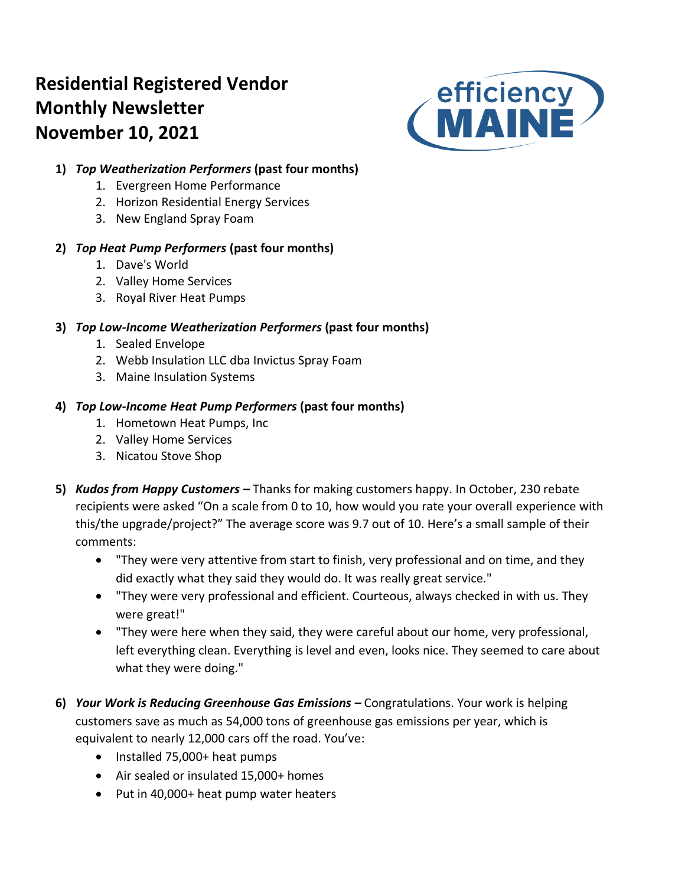# Residential Registered Vendor Monthly Newsletter November 10, 2021

1) ***Top Weatherization Performers* (past four months)**
    1. Evergreen Home Performance
    2. Horizon Residential Energy Services
    3. New England Spray Foam

2) ***Top Heat Pump Performers* (past four months)**
    1. Dave's World
    2. Valley Home Services
    3. Royal River Heat Pumps

3) ***Top Low-Income Weatherization Performers* (past four months)**
    1. Sealed Envelope
    2. Webb Insulation LLC dba Invictus Spray Foam
    3. Maine Insulation Systems

4) ***Top Low-Income Heat Pump Performers* (past four months)**
    1. Hometown Heat Pumps, Inc
    2. Valley Home Services
    3. Nicatou Stove Shop

5) ***Kudos from Happy Customers* –** Thanks for making customers happy. In October, 230 rebate recipients were asked "On a scale from 0 to 10, how would you rate your overall experience with this/the upgrade/project?" The average score was 9.7 out of 10. Here's a small sample of their comments:
    - "They were very attentive from start to finish, very professional and on time, and they did exactly what they said they would do. It was really great service."
    - "They were very professional and efficient. Courteous, always checked in with us. They were great!"
    - "They were here when they said, they were careful about our home, very professional, left everything clean. Everything is level and even, looks nice. They seemed to care about what they were doing."

6) ***Your Work is Reducing Greenhouse Gas Emissions* –** Congratulations. Your work is helping customers save as much as 54,000 tons of greenhouse gas emissions per year, which is equivalent to nearly 12,000 cars off the road. You've:
    - Installed 75,000+ heat pumps
    - Air sealed or insulated 15,000+ homes
    - Put in 40,000+ heat pump water heaters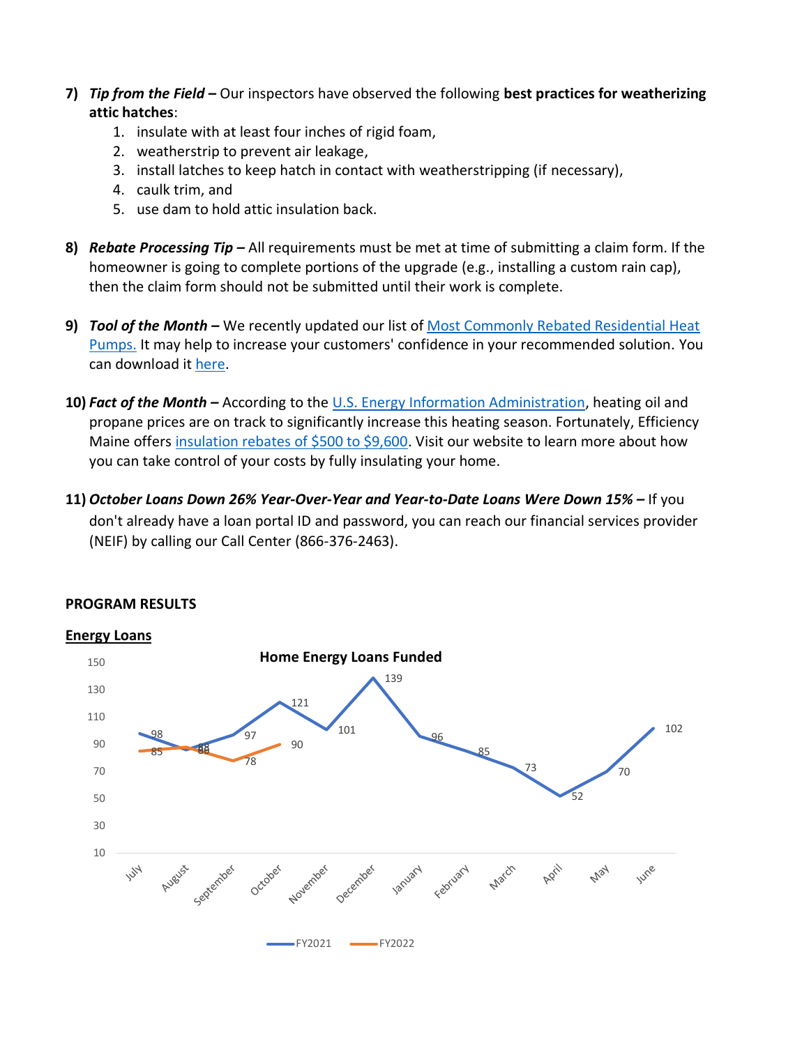7) ***Tip from the Field –*** Our inspectors have observed the following **best practices for weatherizing attic hatches**:
    1. insulate with at least four inches of rigid foam,
    2. weatherstrip to prevent air leakage,
    3. install latches to keep hatch in contact with weatherstripping (if necessary),
    4. caulk trim, and
    5. use dam to hold attic insulation back.

8) ***Rebate Processing Tip –*** All requirements must be met at time of submitting a claim form. If the homeowner is going to complete portions of the upgrade (e.g., installing a custom rain cap), then the claim form should not be submitted until their work is complete.

9) ***Tool of the Month –*** We recently updated our list of [Most Commonly Rebated Residential Heat Pumps.]() It may help to increase your customers' confidence in your recommended solution. You can download it [here]().

10) ***Fact of the Month –*** According to the [U.S. Energy Information Administration](), heating oil and propane prices are on track to significantly increase this heating season. Fortunately, Efficiency Maine offers [insulation rebates of $500 to $9,600](). Visit our website to learn more about how you can take control of your costs by fully insulating your home.

11) ***October Loans Down 26% Year-Over-Year and Year-to-Date Loans Were Down 15% –*** If you don't already have a loan portal ID and password, you can reach our financial services provider (NEIF) by calling our Call Center (866-376-2463).

**PROGRAM RESULTS**

**Energy Loans**

**Home Energy Loans Funded**

| Month | FY2021 | FY2022 |
|---|---|---|
| July | 98 | 85 |
| August | 86 | 88 |
| September | 97 | 78 |
| October | 121 | 90 |
| November | 101 | |
| December | 139 | |
| January | 96 | |
| February | 85 | |
| March | 73 | |
| April | 52 | |
| May | 70 | |
| June | 102 | |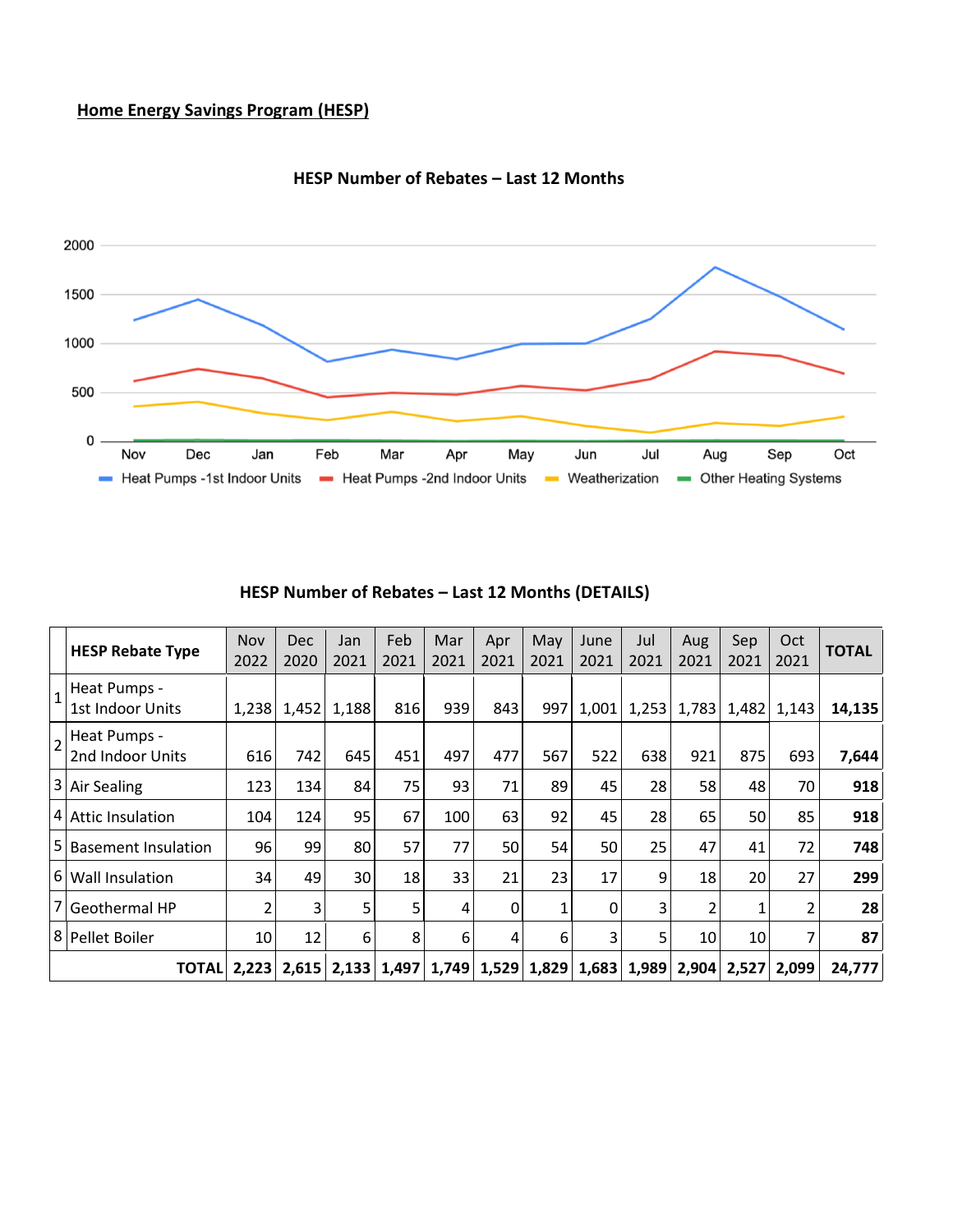## Home Energy Savings Program (HESP)

### HESP Number of Rebates – Last 12 Months

### HESP Number of Rebates – Last 12 Months (DETAILS)

| | HESP Rebate Type | Nov 2022 | Dec 2020 | Jan 2021 | Feb 2021 | Mar 2021 | Apr 2021 | May 2021 | June 2021 | Jul 2021 | Aug 2021 | Sep 2021 | Oct 2021 | TOTAL |
|---|---|---|---|---|---|---|---|---|---|---|---|---|---|---|
| 1 | Heat Pumps - 1st Indoor Units | 1,238 | 1,452 | 1,188 | 816 | 939 | 843 | 997 | 1,001 | 1,253 | 1,783 | 1,482 | 1,143 | **14,135** |
| 2 | Heat Pumps - 2nd Indoor Units | 616 | 742 | 645 | 451 | 497 | 477 | 567 | 522 | 638 | 921 | 875 | 693 | **7,644** |
| 3 | Air Sealing | 123 | 134 | 84 | 75 | 93 | 71 | 89 | 45 | 28 | 58 | 48 | 70 | **918** |
| 4 | Attic Insulation | 104 | 124 | 95 | 67 | 100 | 63 | 92 | 45 | 28 | 65 | 50 | 85 | **918** |
| 5 | Basement Insulation | 96 | 99 | 80 | 57 | 77 | 50 | 54 | 50 | 25 | 47 | 41 | 72 | **748** |
| 6 | Wall Insulation | 34 | 49 | 30 | 18 | 33 | 21 | 23 | 17 | 9 | 18 | 20 | 27 | **299** |
| 7 | Geothermal HP | 2 | 3 | 5 | 5 | 4 | 0 | 1 | 0 | 3 | 2 | 1 | 2 | **28** |
| 8 | Pellet Boiler | 10 | 12 | 6 | 8 | 6 | 4 | 6 | 3 | 5 | 10 | 10 | 7 | **87** |
| | **TOTAL** | **2,223** | **2,615** | **2,133** | **1,497** | **1,749** | **1,529** | **1,829** | **1,683** | **1,989** | **2,904** | **2,527** | **2,099** | **24,777** |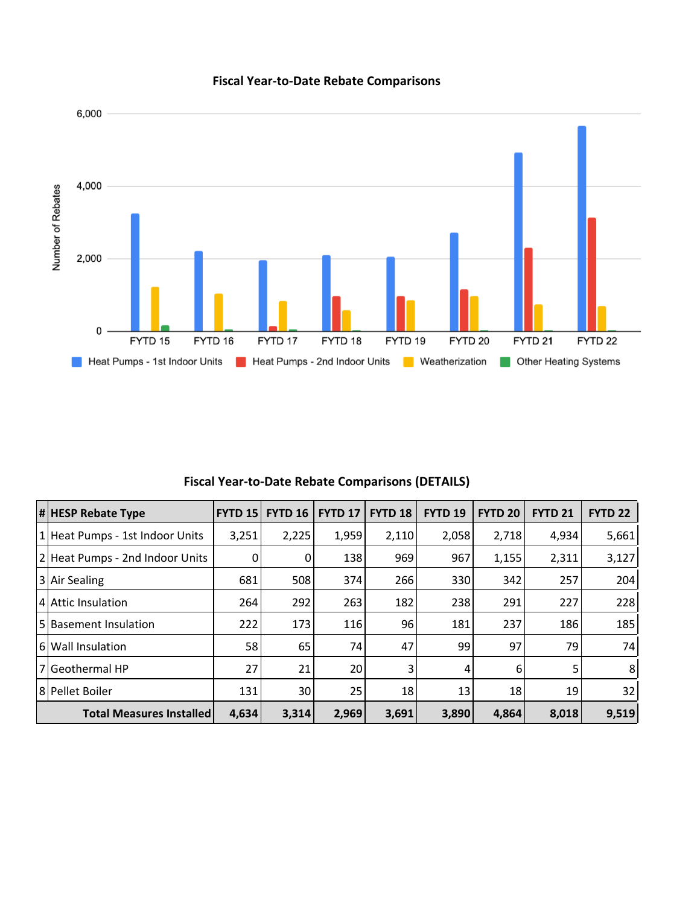## Fiscal Year-to-Date Rebate Comparisons

## Fiscal Year-to-Date Rebate Comparisons (DETAILS)

| # | HESP Rebate Type | FYTD 15 | FYTD 16 | FYTD 17 | FYTD 18 | FYTD 19 | FYTD 20 | FYTD 21 | FYTD 22 |
|---|---|---|---|---|---|---|---|---|---|
| 1 | Heat Pumps - 1st Indoor Units | 3,251 | 2,225 | 1,959 | 2,110 | 2,058 | 2,718 | 4,934 | 5,661 |
| 2 | Heat Pumps - 2nd Indoor Units | 0 | 0 | 138 | 969 | 967 | 1,155 | 2,311 | 3,127 |
| 3 | Air Sealing | 681 | 508 | 374 | 266 | 330 | 342 | 257 | 204 |
| 4 | Attic Insulation | 264 | 292 | 263 | 182 | 238 | 291 | 227 | 228 |
| 5 | Basement Insulation | 222 | 173 | 116 | 96 | 181 | 237 | 186 | 185 |
| 6 | Wall Insulation | 58 | 65 | 74 | 47 | 99 | 97 | 79 | 74 |
| 7 | Geothermal HP | 27 | 21 | 20 | 3 | 4 | 6 | 5 | 8 |
| 8 | Pellet Boiler | 131 | 30 | 25 | 18 | 13 | 18 | 19 | 32 |
| | **Total Measures Installed** | **4,634** | **3,314** | **2,969** | **3,691** | **3,890** | **4,864** | **8,018** | **9,519** |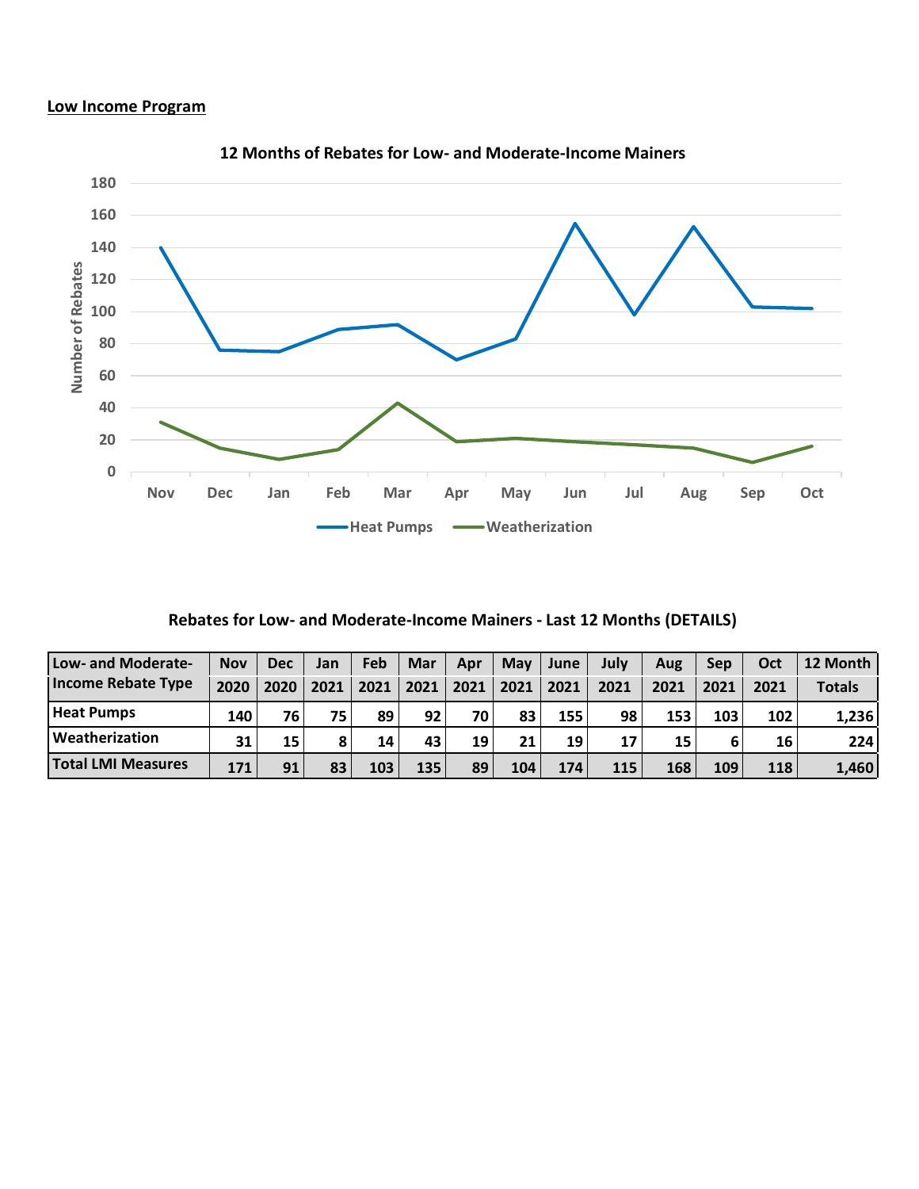**Low Income Program**

12 Months of Rebates for Low- and Moderate-Income Mainers

Number of Rebates

180
160
140
120
100
80
60
40
20
0

Nov Dec Jan Feb Mar Apr May Jun Jul Aug Sep Oct

Heat Pumps Weatherization

**Rebates for Low- and Moderate-Income Mainers - Last 12 Months (DETAILS)**

| Low- and Moderate-Income Rebate Type | Nov 2020 | Dec 2020 | Jan 2021 | Feb 2021 | Mar 2021 | Apr 2021 | May 2021 | June 2021 | July 2021 | Aug 2021 | Sep 2021 | Oct 2021 | 12 Month Totals |
|---|---|---|---|---|---|---|---|---|---|---|---|---|---|
| Heat Pumps | 140 | 76 | 75 | 89 | 92 | 70 | 83 | 155 | 98 | 153 | 103 | 102 | 1,236 |
| Weatherization | 31 | 15 | 8 | 14 | 43 | 19 | 21 | 19 | 17 | 15 | 6 | 16 | 224 |
| Total LMI Measures | 171 | 91 | 83 | 103 | 135 | 89 | 104 | 174 | 115 | 168 | 109 | 118 | 1,460 |